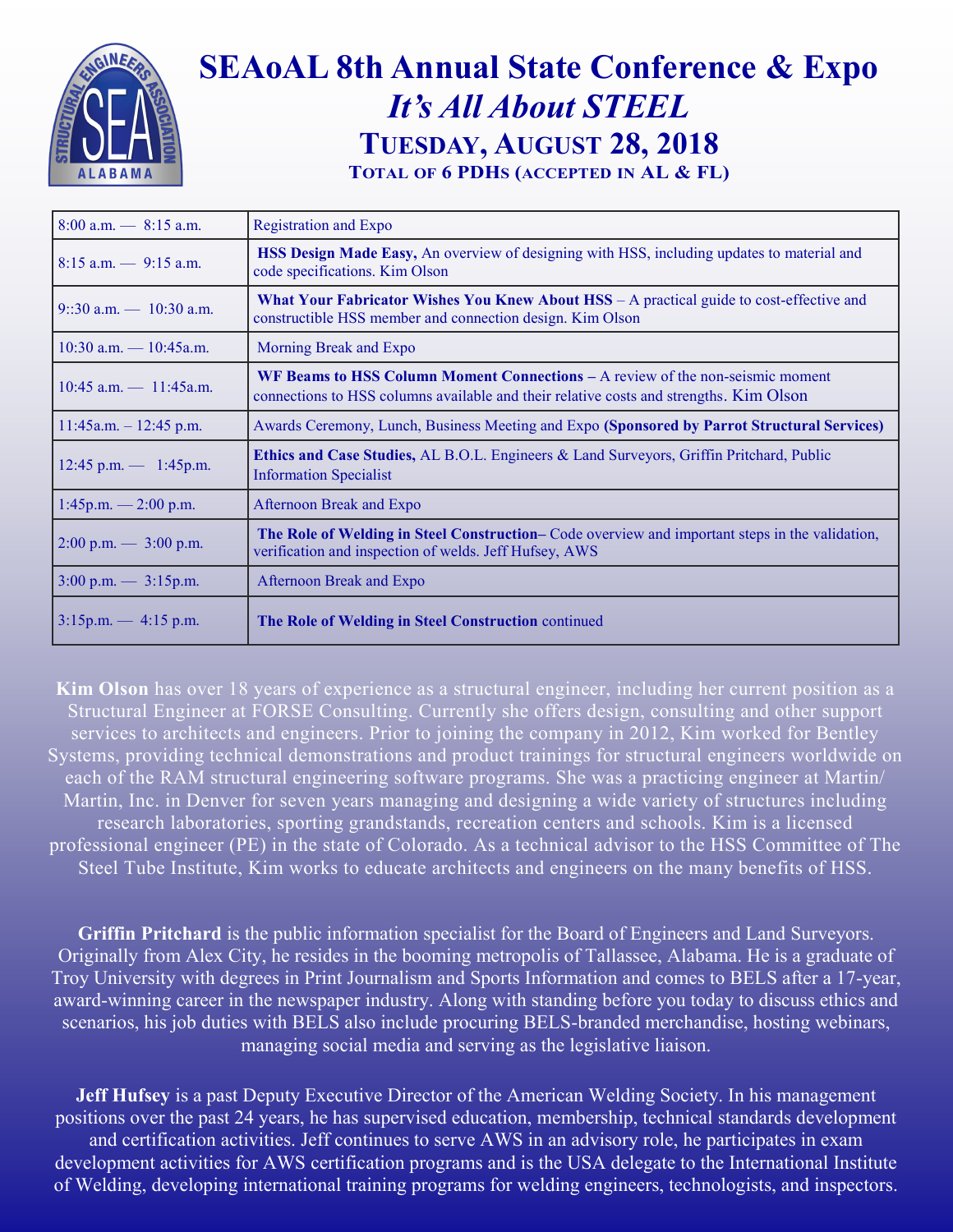# SEAoAL 8th Annual State Conference & Expo

## *It's All About STEEL*

### TUESDAY, AUGUST 28, 2018

**TOTAL OF 6 PDHs (ACCEPTED IN AL & FL)**

| Time | Session |
| --- | --- |
| 8:00 a.m. — 8:15 a.m. | Registration and Expo |
| 8:15 a.m. — 9:15 a.m. | **HSS Design Made Easy,** An overview of designing with HSS, including updates to material and code specifications. Kim Olson |
| 9::30 a.m. — 10:30 a.m. | **What Your Fabricator Wishes You Knew About HSS** – A practical guide to cost-effective and constructible HSS member and connection design. Kim Olson |
| 10:30 a.m. — 10:45a.m. | Morning Break and Expo |
| 10:45 a.m. — 11:45a.m. | **WF Beams to HSS Column Moment Connections –** A review of the non-seismic moment connections to HSS columns available and their relative costs and strengths. Kim Olson |
| 11:45a.m. – 12:45 p.m. | Awards Ceremony, Lunch, Business Meeting and Expo **(Sponsored by Parrot Structural Services)** |
| 12:45 p.m. — 1:45p.m. | **Ethics and Case Studies,** AL B.O.L. Engineers & Land Surveyors, Griffin Pritchard, Public Information Specialist |
| 1:45p.m. — 2:00 p.m. | Afternoon Break and Expo |
| 2:00 p.m. — 3:00 p.m. | **The Role of Welding in Steel Construction–** Code overview and important steps in the validation, verification and inspection of welds. Jeff Hufsey, AWS |
| 3:00 p.m. — 3:15p.m. | Afternoon Break and Expo |
| 3:15p.m. — 4:15 p.m. | **The Role of Welding in Steel Construction** continued |

**Kim Olson** has over 18 years of experience as a structural engineer, including her current position as a Structural Engineer at FORSE Consulting. Currently she offers design, consulting and other support services to architects and engineers. Prior to joining the company in 2012, Kim worked for Bentley Systems, providing technical demonstrations and product trainings for structural engineers worldwide on each of the RAM structural engineering software programs. She was a practicing engineer at Martin/ Martin, Inc. in Denver for seven years managing and designing a wide variety of structures including research laboratories, sporting grandstands, recreation centers and schools. Kim is a licensed professional engineer (PE) in the state of Colorado. As a technical advisor to the HSS Committee of The Steel Tube Institute, Kim works to educate architects and engineers on the many benefits of HSS.

**Griffin Pritchard** is the public information specialist for the Board of Engineers and Land Surveyors. Originally from Alex City, he resides in the booming metropolis of Tallassee, Alabama. He is a graduate of Troy University with degrees in Print Journalism and Sports Information and comes to BELS after a 17-year, award-winning career in the newspaper industry. Along with standing before you today to discuss ethics and scenarios, his job duties with BELS also include procuring BELS-branded merchandise, hosting webinars, managing social media and serving as the legislative liaison.

**Jeff Hufsey** is a past Deputy Executive Director of the American Welding Society. In his management positions over the past 24 years, he has supervised education, membership, technical standards development and certification activities. Jeff continues to serve AWS in an advisory role, he participates in exam development activities for AWS certification programs and is the USA delegate to the International Institute of Welding, developing international training programs for welding engineers, technologists, and inspectors.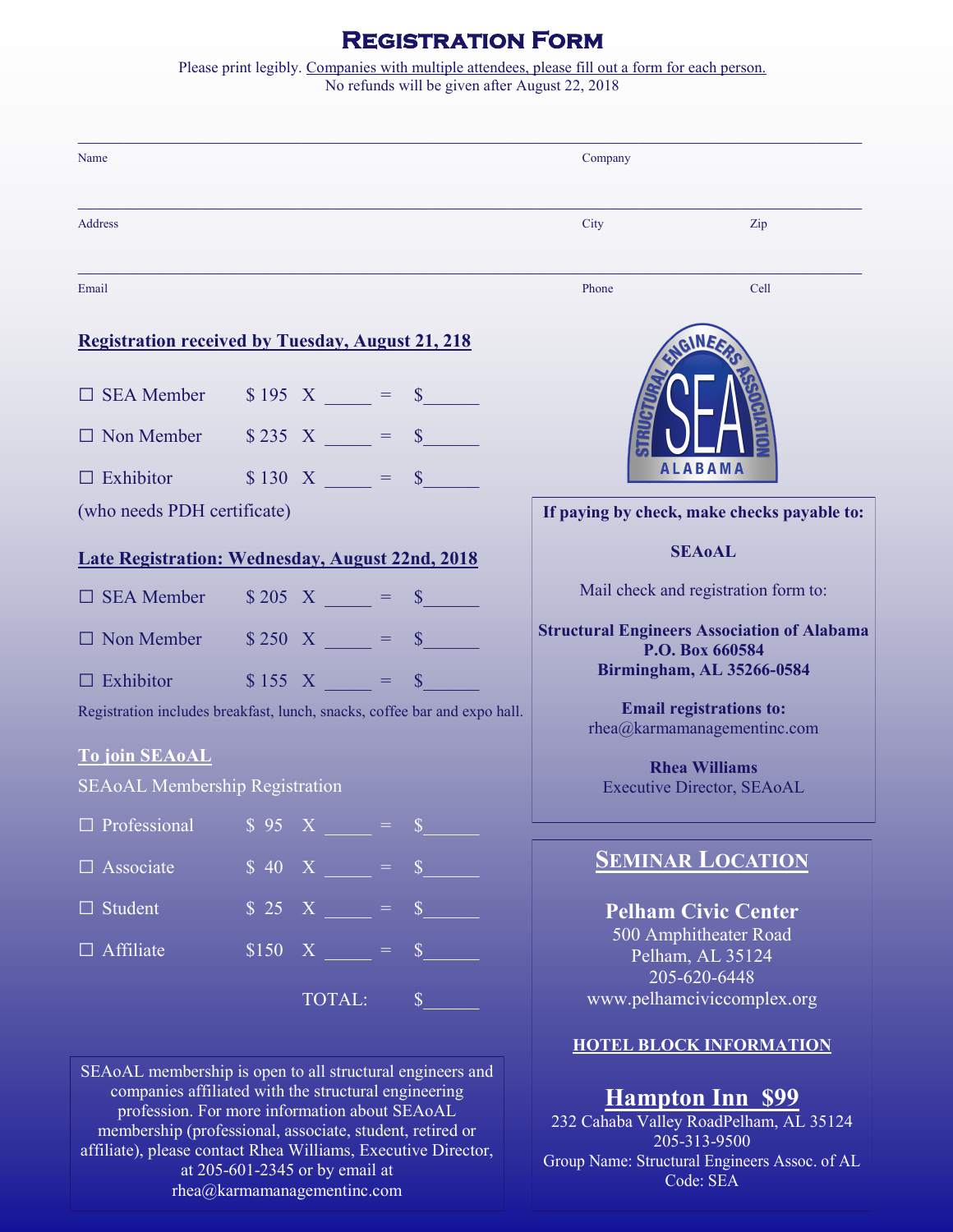# Registration Form

Please print legibly. Companies with multiple attendees, please fill out a form for each person.
No refunds will be given after August 22, 2018

Name ______________________________ Company ______________________________

Address ______________________________ City ______________ Zip ______________

Email ______________________________ Phone ______________ Cell ______________

**Registration received by Tuesday, August 21, 218**

☐ SEA Member $ 195 X _____ = $______

☐ Non Member $ 235 X _____ = $______

☐ Exhibitor $ 130 X _____ = $______

(who needs PDH certificate)

**Late Registration: Wednesday, August 22nd, 2018**

☐ SEA Member $ 205 X _____ = $______

☐ Non Member $ 250 X _____ = $______

☐ Exhibitor $ 155 X _____ = $______

Registration includes breakfast, lunch, snacks, coffee bar and expo hall.

**To join SEAoAL**

SEAoAL Membership Registration

☐ Professional $ 95 X _____ = $______

☐ Associate $ 40 X _____ = $______

☐ Student $ 25 X _____ = $______

☐ Affiliate $150 X _____ = $______

TOTAL: $______

SEAoAL membership is open to all structural engineers and companies affiliated with the structural engineering profession. For more information about SEAoAL membership (professional, associate, student, retired or affiliate), please contact Rhea Williams, Executive Director, at 205-601-2345 or by email at rhea@karmamanagementinc.com

STRUCTURAL ENGINEERS ASSOCIATION SEA ALABAMA

**If paying by check, make checks payable to:**

**SEAoAL**

Mail check and registration form to:

**Structural Engineers Association of Alabama**
**P.O. Box 660584**
**Birmingham, AL 35266-0584**

**Email registrations to:**
rhea@karmamanagementinc.com

**Rhea Williams**
Executive Director, SEAoAL

## Seminar Location

**Pelham Civic Center**
500 Amphitheater Road
Pelham, AL 35124
205-620-6448
www.pelhamciviccomplex.org

**HOTEL BLOCK INFORMATION**

**Hampton Inn $99**
232 Cahaba Valley RoadPelham, AL 35124
205-313-9500
Group Name: Structural Engineers Assoc. of AL
Code: SEA